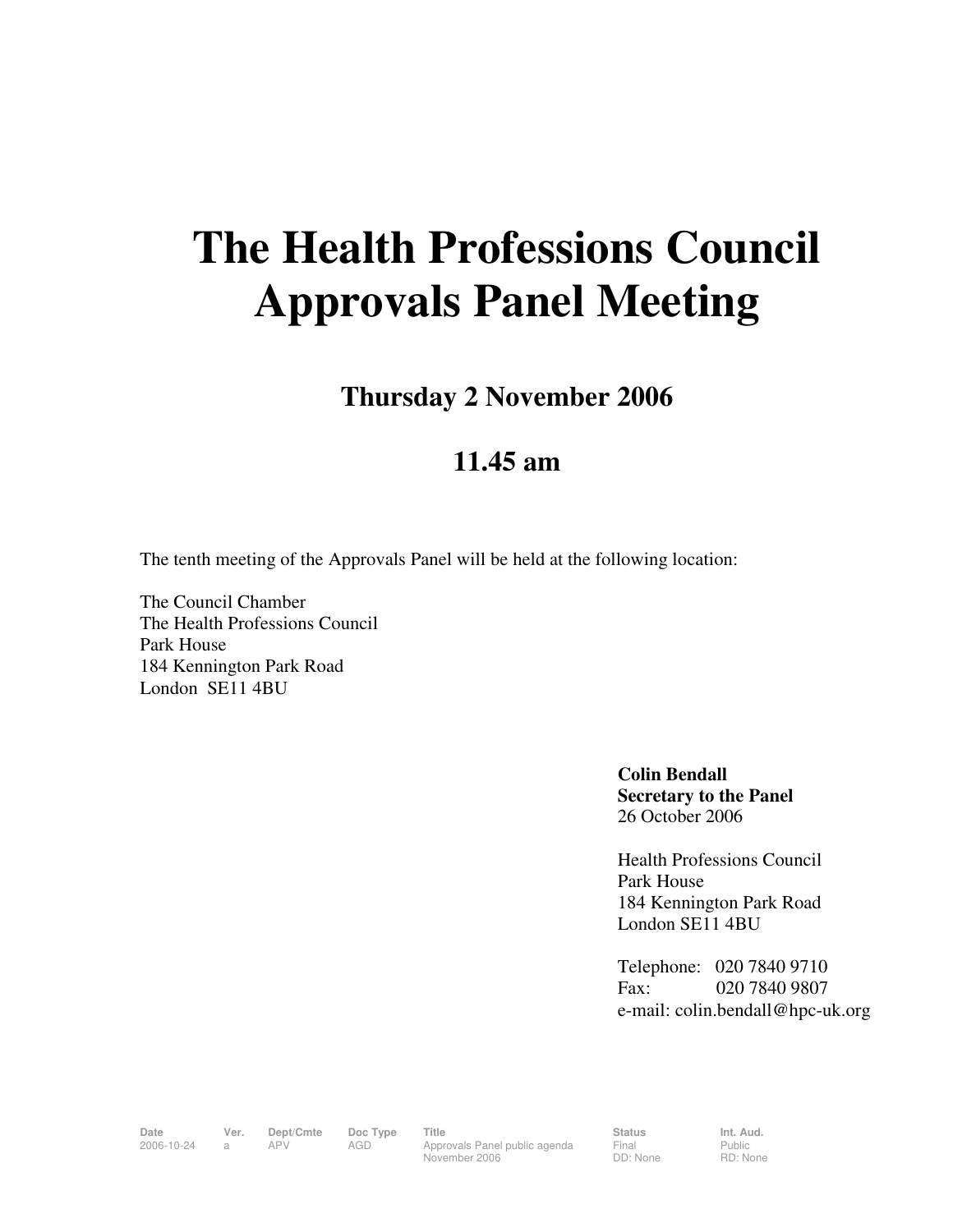# The Health Professions Council Approvals Panel Meeting

## Thursday 2 November 2006

## 11.45 am

The tenth meeting of the Approvals Panel will be held at the following location:

The Council Chamber
The Health Professions Council
Park House
184 Kennington Park Road
London SE11 4BU

**Colin Bendall**
**Secretary to the Panel**
26 October 2006

Health Professions Council
Park House
184 Kennington Park Road
London SE11 4BU

Telephone: 020 7840 9710
Fax: 020 7840 9807
e-mail: colin.bendall@hpc-uk.org

| Date | Ver. | Dept/Cmte | Doc Type | Title | Status | Int. Aud. |
|---|---|---|---|---|---|---|
| 2006-10-24 | a | APV | AGD | Approvals Panel public agenda November 2006 | Final DD: None | Public RD: None |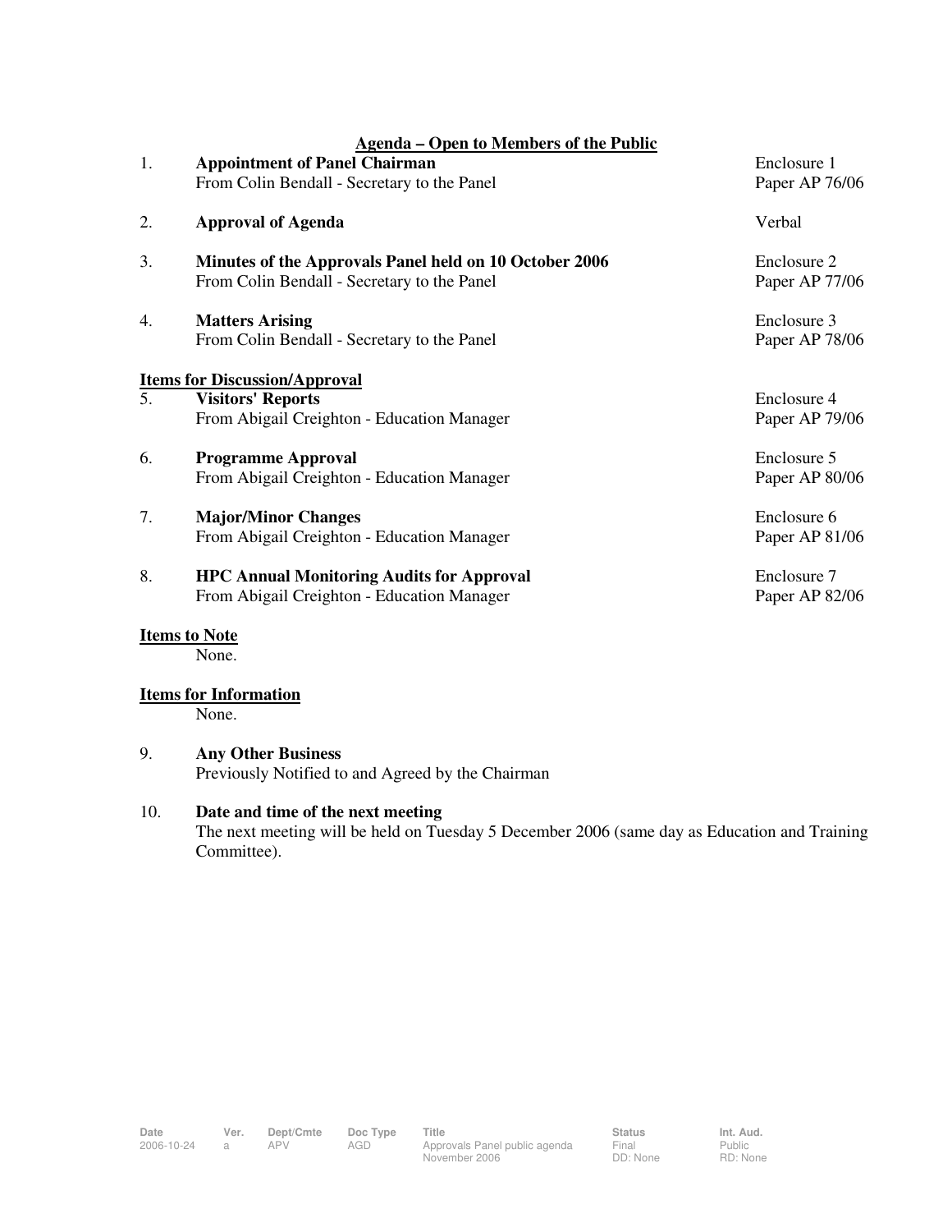## Agenda – Open to Members of the Public

1. **Appointment of Panel Chairman** — Enclosure 1, Paper AP 76/06
   From Colin Bendall - Secretary to the Panel

2. **Approval of Agenda** — Verbal

3. **Minutes of the Approvals Panel held on 10 October 2006** — Enclosure 2, Paper AP 77/06
   From Colin Bendall - Secretary to the Panel

4. **Matters Arising** — Enclosure 3, Paper AP 78/06
   From Colin Bendall - Secretary to the Panel

### Items for Discussion/Approval

5. **Visitors' Reports** — Enclosure 4, Paper AP 79/06
   From Abigail Creighton - Education Manager

6. **Programme Approval** — Enclosure 5, Paper AP 80/06
   From Abigail Creighton - Education Manager

7. **Major/Minor Changes** — Enclosure 6, Paper AP 81/06
   From Abigail Creighton - Education Manager

8. **HPC Annual Monitoring Audits for Approval** — Enclosure 7, Paper AP 82/06
   From Abigail Creighton - Education Manager

### Items to Note

None.

### Items for Information

None.

9. **Any Other Business**
   Previously Notified to and Agreed by the Chairman

10. **Date and time of the next meeting**
    The next meeting will be held on Tuesday 5 December 2006 (same day as Education and Training Committee).